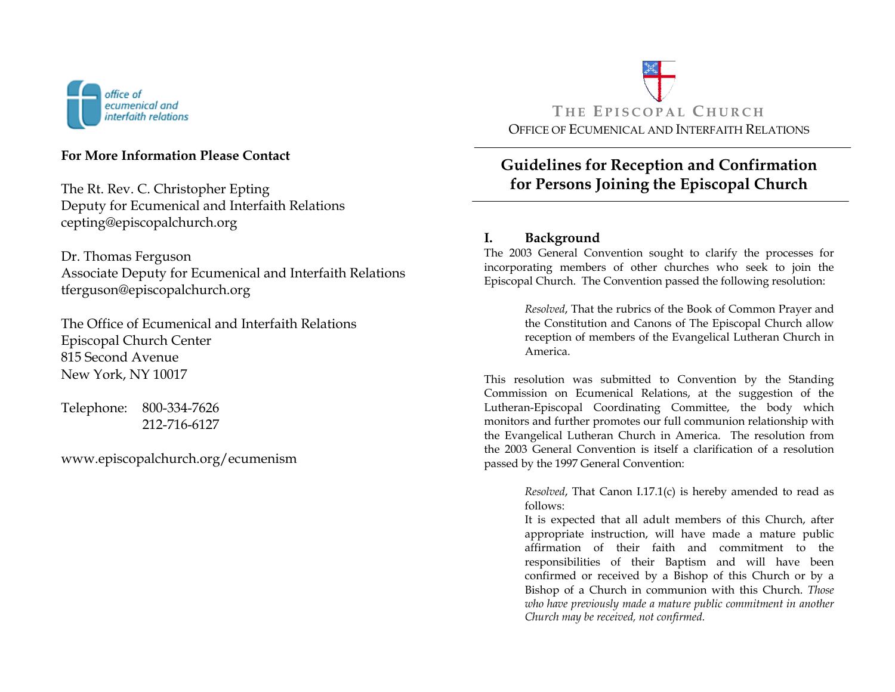office of ecumenical and interfaith relations

**For More Information Please Contact**

The Rt. Rev. C. Christopher Epting
Deputy for Ecumenical and Interfaith Relations
cepting@episcopalchurch.org

Dr. Thomas Ferguson
Associate Deputy for Ecumenical and Interfaith Relations
tferguson@episcopalchurch.org

The Office of Ecumenical and Interfaith Relations
Episcopal Church Center
815 Second Avenue
New York, NY 10017

Telephone: 800-334-7626
212-716-6127

www.episcopalchurch.org/ecumenism

THE EPISCOPAL CHURCH
OFFICE OF ECUMENICAL AND INTERFAITH RELATIONS

# Guidelines for Reception and Confirmation for Persons Joining the Episcopal Church

## I. Background

The 2003 General Convention sought to clarify the processes for incorporating members of other churches who seek to join the Episcopal Church. The Convention passed the following resolution:

> *Resolved*, That the rubrics of the Book of Common Prayer and the Constitution and Canons of The Episcopal Church allow reception of members of the Evangelical Lutheran Church in America.

This resolution was submitted to Convention by the Standing Commission on Ecumenical Relations, at the suggestion of the Lutheran-Episcopal Coordinating Committee, the body which monitors and further promotes our full communion relationship with the Evangelical Lutheran Church in America. The resolution from the 2003 General Convention is itself a clarification of a resolution passed by the 1997 General Convention:

> *Resolved*, That Canon I.17.1(c) is hereby amended to read as follows:
> It is expected that all adult members of this Church, after appropriate instruction, will have made a mature public affirmation of their faith and commitment to the responsibilities of their Baptism and will have been confirmed or received by a Bishop of this Church or by a Bishop of a Church in communion with this Church. *Those who have previously made a mature public commitment in another Church may be received, not confirmed.*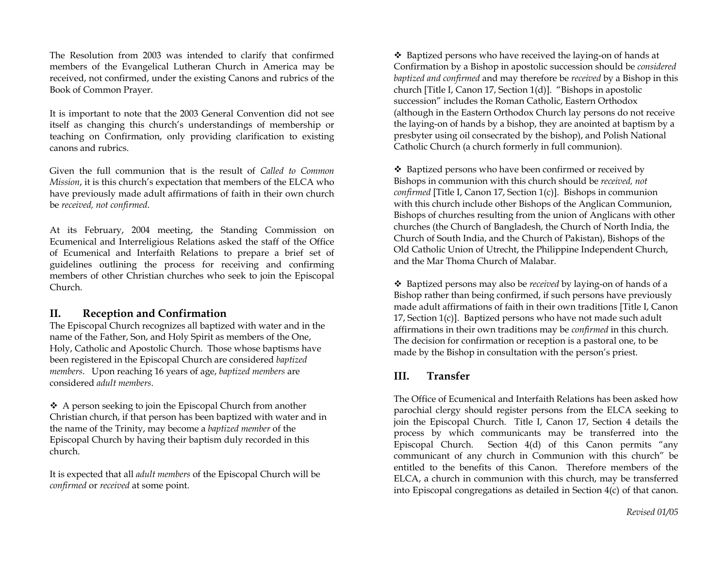The Resolution from 2003 was intended to clarify that confirmed members of the Evangelical Lutheran Church in America may be received, not confirmed, under the existing Canons and rubrics of the Book of Common Prayer.

It is important to note that the 2003 General Convention did not see itself as changing this church's understandings of membership or teaching on Confirmation, only providing clarification to existing canons and rubrics.

Given the full communion that is the result of *Called to Common Mission*, it is this church's expectation that members of the ELCA who have previously made adult affirmations of faith in their own church be *received, not confirmed*.

At its February, 2004 meeting, the Standing Commission on Ecumenical and Interreligious Relations asked the staff of the Office of Ecumenical and Interfaith Relations to prepare a brief set of guidelines outlining the process for receiving and confirming members of other Christian churches who seek to join the Episcopal Church.

## II. Reception and Confirmation

The Episcopal Church recognizes all baptized with water and in the name of the Father, Son, and Holy Spirit as members of the One, Holy, Catholic and Apostolic Church. Those whose baptisms have been registered in the Episcopal Church are considered *baptized members*. Upon reaching 16 years of age, *baptized members* are considered *adult members*.

❖ A person seeking to join the Episcopal Church from another Christian church, if that person has been baptized with water and in the name of the Trinity, may become a *baptized member* of the Episcopal Church by having their baptism duly recorded in this church.

It is expected that all *adult members* of the Episcopal Church will be *confirmed* or *received* at some point.

❖ Baptized persons who have received the laying-on of hands at Confirmation by a Bishop in apostolic succession should be *considered baptized and confirmed* and may therefore be *received* by a Bishop in this church [Title I, Canon 17, Section 1(d)]. "Bishops in apostolic succession" includes the Roman Catholic, Eastern Orthodox (although in the Eastern Orthodox Church lay persons do not receive the laying-on of hands by a bishop, they are anointed at baptism by a presbyter using oil consecrated by the bishop), and Polish National Catholic Church (a church formerly in full communion).

❖ Baptized persons who have been confirmed or received by Bishops in communion with this church should be *received, not confirmed* [Title I, Canon 17, Section 1(c)]. Bishops in communion with this church include other Bishops of the Anglican Communion, Bishops of churches resulting from the union of Anglicans with other churches (the Church of Bangladesh, the Church of North India, the Church of South India, and the Church of Pakistan), Bishops of the Old Catholic Union of Utrecht, the Philippine Independent Church, and the Mar Thoma Church of Malabar.

❖ Baptized persons may also be *received* by laying-on of hands of a Bishop rather than being confirmed, if such persons have previously made adult affirmations of faith in their own traditions [Title I, Canon 17, Section 1(c)]. Baptized persons who have not made such adult affirmations in their own traditions may be *confirmed* in this church. The decision for confirmation or reception is a pastoral one, to be made by the Bishop in consultation with the person's priest.

## III. Transfer

The Office of Ecumenical and Interfaith Relations has been asked how parochial clergy should register persons from the ELCA seeking to join the Episcopal Church. Title I, Canon 17, Section 4 details the process by which communicants may be transferred into the Episcopal Church. Section 4(d) of this Canon permits "any communicant of any church in Communion with this church" be entitled to the benefits of this Canon. Therefore members of the ELCA, a church in communion with this church, may be transferred into Episcopal congregations as detailed in Section 4(c) of that canon.

*Revised 01/05*